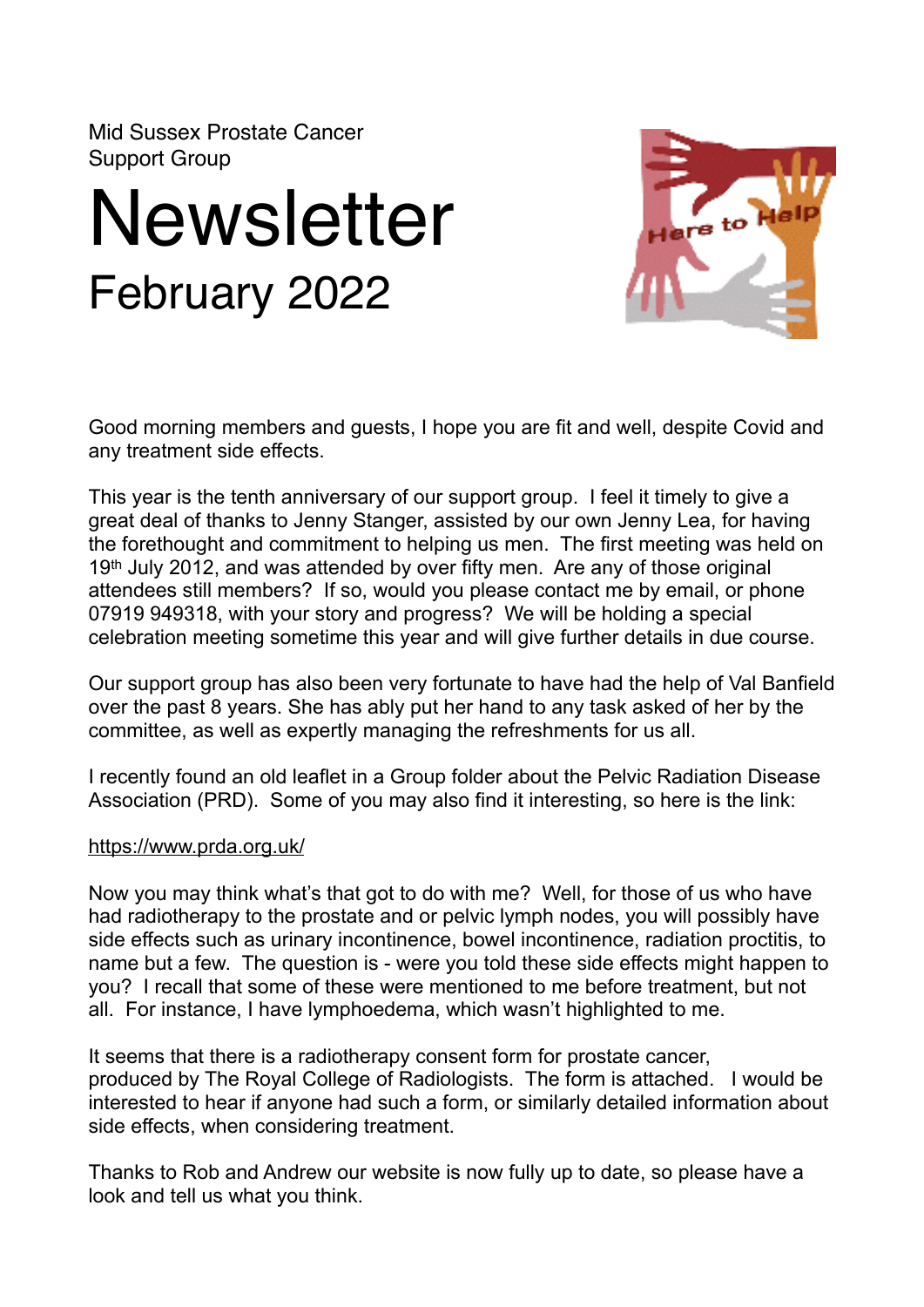Mid Sussex Prostate Cancer Support Group

# Newsletter

## February 2022

Good morning members and guests, I hope you are fit and well, despite Covid and any treatment side effects.

This year is the tenth anniversary of our support group. I feel it timely to give a great deal of thanks to Jenny Stanger, assisted by our own Jenny Lea, for having the forethought and commitment to helping us men. The first meeting was held on 19th July 2012, and was attended by over fifty men. Are any of those original attendees still members? If so, would you please contact me by email, or phone 07919 949318, with your story and progress? We will be holding a special celebration meeting sometime this year and will give further details in due course.

Our support group has also been very fortunate to have had the help of Val Banfield over the past 8 years. She has ably put her hand to any task asked of her by the committee, as well as expertly managing the refreshments for us all.

I recently found an old leaflet in a Group folder about the Pelvic Radiation Disease Association (PRD). Some of you may also find it interesting, so here is the link:

https://www.prda.org.uk/

Now you may think what's that got to do with me? Well, for those of us who have had radiotherapy to the prostate and or pelvic lymph nodes, you will possibly have side effects such as urinary incontinence, bowel incontinence, radiation proctitis, to name but a few. The question is - were you told these side effects might happen to you? I recall that some of these were mentioned to me before treatment, but not all. For instance, I have lymphoedema, which wasn't highlighted to me.

It seems that there is a radiotherapy consent form for prostate cancer, produced by The Royal College of Radiologists. The form is attached. I would be interested to hear if anyone had such a form, or similarly detailed information about side effects, when considering treatment.

Thanks to Rob and Andrew our website is now fully up to date, so please have a look and tell us what you think.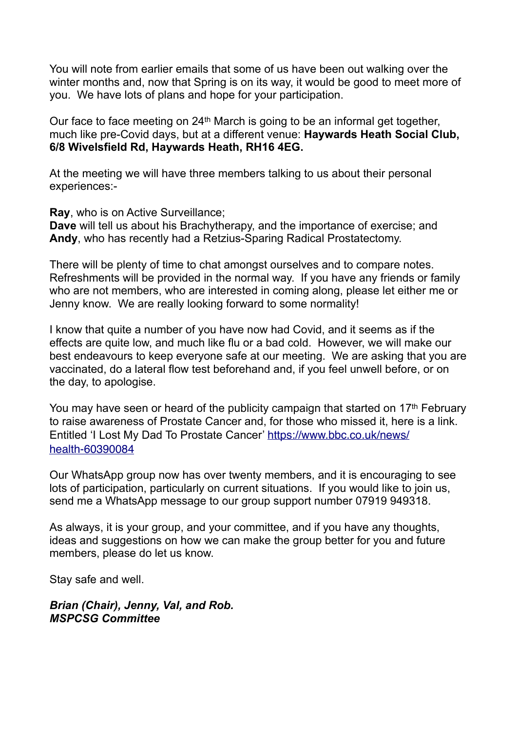You will note from earlier emails that some of us have been out walking over the winter months and, now that Spring is on its way, it would be good to meet more of you. We have lots of plans and hope for your participation.

Our face to face meeting on 24th March is going to be an informal get together, much like pre-Covid days, but at a different venue: **Haywards Heath Social Club, 6/8 Wivelsfield Rd, Haywards Heath, RH16 4EG.**

At the meeting we will have three members talking to us about their personal experiences:-

**Ray**, who is on Active Surveillance;
**Dave** will tell us about his Brachytherapy, and the importance of exercise; and
**Andy**, who has recently had a Retzius-Sparing Radical Prostatectomy.

There will be plenty of time to chat amongst ourselves and to compare notes. Refreshments will be provided in the normal way. If you have any friends or family who are not members, who are interested in coming along, please let either me or Jenny know. We are really looking forward to some normality!

I know that quite a number of you have now had Covid, and it seems as if the effects are quite low, and much like flu or a bad cold. However, we will make our best endeavours to keep everyone safe at our meeting. We are asking that you are vaccinated, do a lateral flow test beforehand and, if you feel unwell before, or on the day, to apologise.

You may have seen or heard of the publicity campaign that started on 17th February to raise awareness of Prostate Cancer and, for those who missed it, here is a link. Entitled 'I Lost My Dad To Prostate Cancer' [https://www.bbc.co.uk/news/health-60390084](https://www.bbc.co.uk/news/health-60390084)

Our WhatsApp group now has over twenty members, and it is encouraging to see lots of participation, particularly on current situations. If you would like to join us, send me a WhatsApp message to our group support number 07919 949318.

As always, it is your group, and your committee, and if you have any thoughts, ideas and suggestions on how we can make the group better for you and future members, please do let us know.

Stay safe and well.

***Brian (Chair), Jenny, Val, and Rob.***
***MSPCSG Committee***